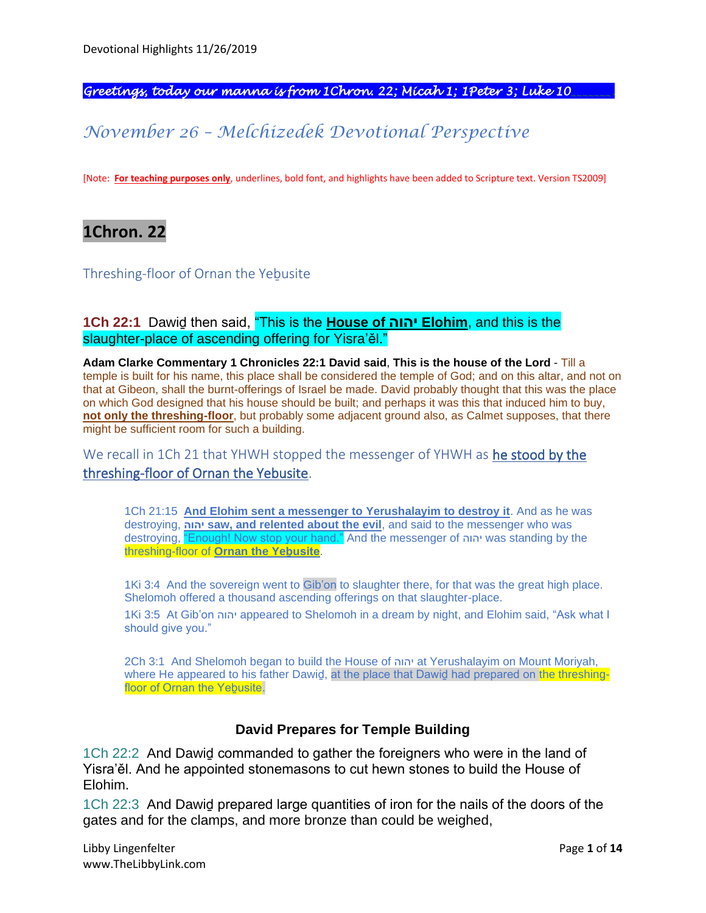Greetings, today our manna is from 1Chron. 22; Micah 1; 1Peter 3; Luke 10

# November 26 – Melchizedek Devotional Perspective

[Note: **For teaching purposes only**, underlines, bold font, and highlights have been added to Scripture text. Version TS2009]

## 1Chron. 22

### Threshing-floor of Ornan the Yeḇusite

**1Ch 22:1** Dawiḏ then said, "This is the **House of יהוה Elohim**, and this is the slaughter-place of ascending offering for Yisra'ěl."

**Adam Clarke Commentary 1 Chronicles 22:1 David said**, **This is the house of the Lord** - Till a temple is built for his name, this place shall be considered the temple of God; and on this altar, and not on that at Gibeon, shall the burnt-offerings of Israel be made. David probably thought that this was the place on which God designed that his house should be built; and perhaps it was this that induced him to buy, **not only the threshing-floor**, but probably some adjacent ground also, as Calmet supposes, that there might be sufficient room for such a building.

We recall in 1Ch 21 that YHWH stopped the messenger of YHWH as he stood by the threshing-floor of Ornan the Yebusite.

> 1Ch 21:15 **And Elohim sent a messenger to Yerushalayim to destroy it**. And as he was destroying, **יהוה saw, and relented about the evil**, and said to the messenger who was destroying, "Enough! Now stop your hand." And the messenger of יהוה was standing by the threshing-floor of **Ornan the Yeḇusite**.
>
> 1Ki 3:4 And the sovereign went to Giḇ'on to slaughter there, for that was the great high place. Shelomoh offered a thousand ascending offerings on that slaughter-place.
>
> 1Ki 3:5 At Giḇ'on יהוה appeared to Shelomoh in a dream by night, and Elohim said, "Ask what I should give you."
>
> 2Ch 3:1 And Shelomoh began to build the House of יהוה at Yerushalayim on Mount Moriyah, where He appeared to his father Dawiḏ, at the place that Dawiḏ had prepared on the threshing-floor of Ornan the Yeḇusite.

### David Prepares for Temple Building

1Ch 22:2 And Dawiḏ commanded to gather the foreigners who were in the land of Yisra'ěl. And he appointed stonemasons to cut hewn stones to build the House of Elohim.

1Ch 22:3 And Dawiḏ prepared large quantities of iron for the nails of the doors of the gates and for the clamps, and more bronze than could be weighed,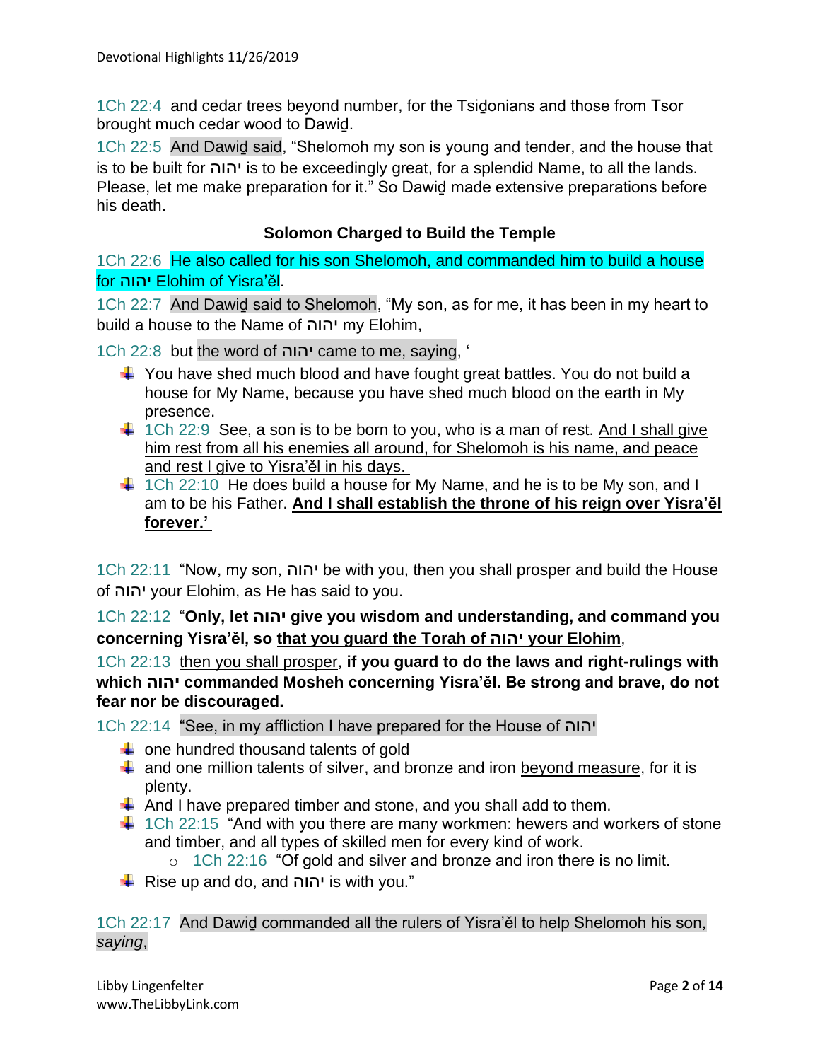1Ch 22:4 and cedar trees beyond number, for the Tsiḏonians and those from Tsor brought much cedar wood to Dawiḏ.

1Ch 22:5 And Dawiḏ said, "Shelomoh my son is young and tender, and the house that is to be built for יהוה is to be exceedingly great, for a splendid Name, to all the lands. Please, let me make preparation for it." So Dawiḏ made extensive preparations before his death.

**Solomon Charged to Build the Temple**

1Ch 22:6 He also called for his son Shelomoh, and commanded him to build a house for יהוה Elohim of Yisra'ěl.

1Ch 22:7 And Dawiḏ said to Shelomoh, "My son, as for me, it has been in my heart to build a house to the Name of יהוה my Elohim,

1Ch 22:8 but the word of יהוה came to me, saying, '

- You have shed much blood and have fought great battles. You do not build a house for My Name, because you have shed much blood on the earth in My presence.
- 1Ch 22:9 See, a son is to be born to you, who is a man of rest. <u>And I shall give him rest from all his enemies all around, for Shelomoh is his name, and peace and rest I give to Yisra'ěl in his days.</u>
- 1Ch 22:10 He does build a house for My Name, and he is to be My son, and I am to be his Father. **<u>And I shall establish the throne of his reign over Yisra'ěl forever.'</u>**

1Ch 22:11 "Now, my son, יהוה be with you, then you shall prosper and build the House of יהוה your Elohim, as He has said to you.

1Ch 22:12 "**Only, let יהוה give you wisdom and understanding, and command you concerning Yisra'ěl, so <u>that you guard the Torah of יהוה your Elohim</u>**,

1Ch 22:13 <u>then you shall prosper</u>, **if you guard to do the laws and right-rulings with which יהוה commanded Mosheh concerning Yisra'ěl. Be strong and brave, do not fear nor be discouraged.**

1Ch 22:14 "See, in my affliction I have prepared for the House of יהוה

- one hundred thousand talents of gold
- and one million talents of silver, and bronze and iron <u>beyond measure</u>, for it is plenty.
- And I have prepared timber and stone, and you shall add to them.
- 1Ch 22:15 "And with you there are many workmen: hewers and workers of stone and timber, and all types of skilled men for every kind of work.
    - 1Ch 22:16 "Of gold and silver and bronze and iron there is no limit.
- Rise up and do, and יהוה is with you."

1Ch 22:17 And Dawiḏ commanded all the rulers of Yisra'ěl to help Shelomoh his son, *saying*,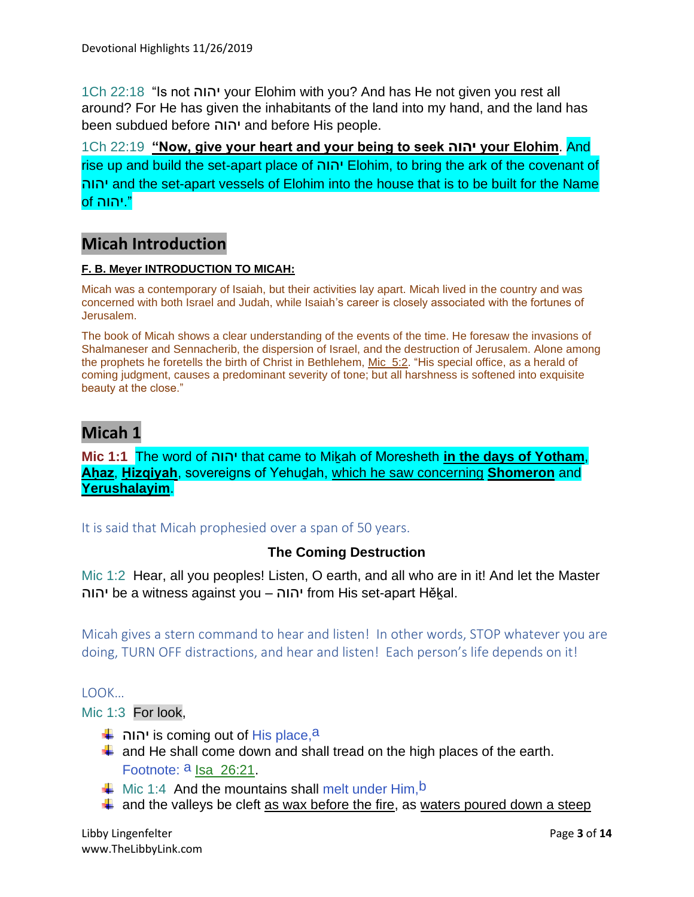1Ch 22:18 "Is not יהוה your Elohim with you? And has He not given you rest all around? For He has given the inhabitants of the land into my hand, and the land has been subdued before יהוה and before His people.

1Ch 22:19 **"Now, give your heart and your being to seek יהוה your Elohim**. And rise up and build the set-apart place of יהוה Elohim, to bring the ark of the covenant of יהוה and the set-apart vessels of Elohim into the house that is to be built for the Name of יהוה."

## Micah Introduction

**F. B. Meyer INTRODUCTION TO MICAH:**

Micah was a contemporary of Isaiah, but their activities lay apart. Micah lived in the country and was concerned with both Israel and Judah, while Isaiah's career is closely associated with the fortunes of Jerusalem.

The book of Micah shows a clear understanding of the events of the time. He foresaw the invasions of Shalmaneser and Sennacherib, the dispersion of Israel, and the destruction of Jerusalem. Alone among the prophets he foretells the birth of Christ in Bethlehem, Mic 5:2. "His special office, as a herald of coming judgment, causes a predominant severity of tone; but all harshness is softened into exquisite beauty at the close."

## Micah 1

**Mic 1:1** The word of יהוה that came to Miḵah of Moresheth **in the days of Yotham**, **Aḥaz**, **Ḥizqiyah**, sovereigns of Yehuḏah, which he saw concerning **Shomeron** and **Yerushalayim**.

It is said that Micah prophesied over a span of 50 years.

**The Coming Destruction**

Mic 1:2 Hear, all you peoples! Listen, O earth, and all who are in it! And let the Master יהוה be a witness against you – יהוה from His set-apart Hěḵal.

Micah gives a stern command to hear and listen! In other words, STOP whatever you are doing, TURN OFF distractions, and hear and listen! Each person's life depends on it!

LOOK…

Mic 1:3 For look,

- יהוה is coming out of His place,[a]
- and He shall come down and shall tread on the high places of the earth. Footnote: [a] Isa 26:21.
- Mic 1:4 And the mountains shall melt under Him,[b]
- and the valleys be cleft as wax before the fire, as waters poured down a steep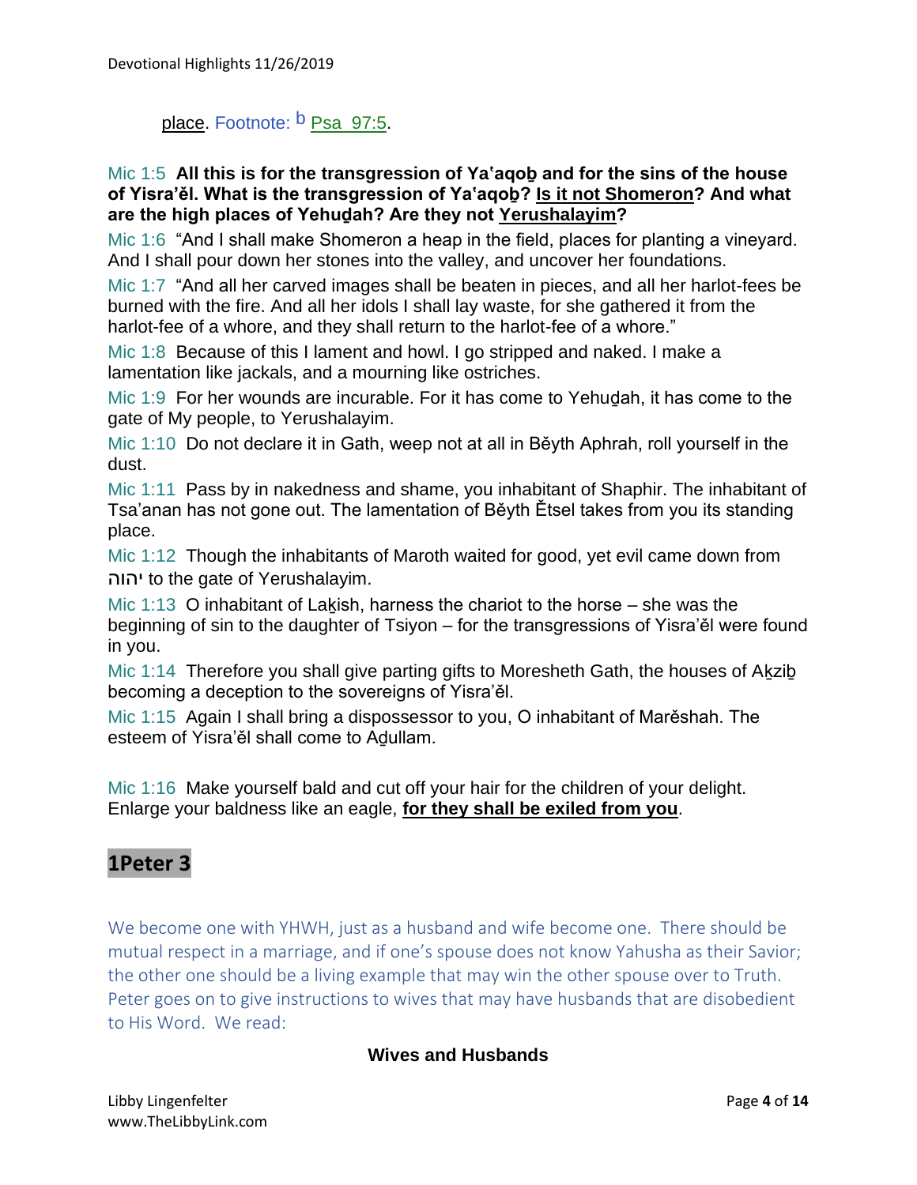place. Footnote: b Psa 97:5.

Mic 1:5 **All this is for the transgression of Ya'aqoḇ and for the sins of the house of Yisra'ěl. What is the transgression of Ya'aqoḇ? Is it not Shomeron? And what are the high places of Yehuḏah? Are they not Yerushalayim?**

Mic 1:6 "And I shall make Shomeron a heap in the field, places for planting a vineyard. And I shall pour down her stones into the valley, and uncover her foundations.

Mic 1:7 "And all her carved images shall be beaten in pieces, and all her harlot-fees be burned with the fire. And all her idols I shall lay waste, for she gathered it from the harlot-fee of a whore, and they shall return to the harlot-fee of a whore."

Mic 1:8 Because of this I lament and howl. I go stripped and naked. I make a lamentation like jackals, and a mourning like ostriches.

Mic 1:9 For her wounds are incurable. For it has come to Yehuḏah, it has come to the gate of My people, to Yerushalayim.

Mic 1:10 Do not declare it in Gath, weep not at all in Běyth Aphrah, roll yourself in the dust.

Mic 1:11 Pass by in nakedness and shame, you inhabitant of Shaphir. The inhabitant of Tsa'anan has not gone out. The lamentation of Běyth Ětsel takes from you its standing place.

Mic 1:12 Though the inhabitants of Maroth waited for good, yet evil came down from יהוה to the gate of Yerushalayim.

Mic 1:13 O inhabitant of Laḵish, harness the chariot to the horse – she was the beginning of sin to the daughter of Tsiyon – for the transgressions of Yisra'ěl were found in you.

Mic 1:14 Therefore you shall give parting gifts to Moresheth Gath, the houses of Aḵziḇ becoming a deception to the sovereigns of Yisra'ěl.

Mic 1:15 Again I shall bring a dispossessor to you, O inhabitant of Marěshah. The esteem of Yisra'ěl shall come to Aḏullam.

Mic 1:16 Make yourself bald and cut off your hair for the children of your delight. Enlarge your baldness like an eagle, **for they shall be exiled from you**.

## 1Peter 3

We become one with YHWH, just as a husband and wife become one. There should be mutual respect in a marriage, and if one's spouse does not know Yahusha as their Savior; the other one should be a living example that may win the other spouse over to Truth. Peter goes on to give instructions to wives that may have husbands that are disobedient to His Word. We read:

**Wives and Husbands**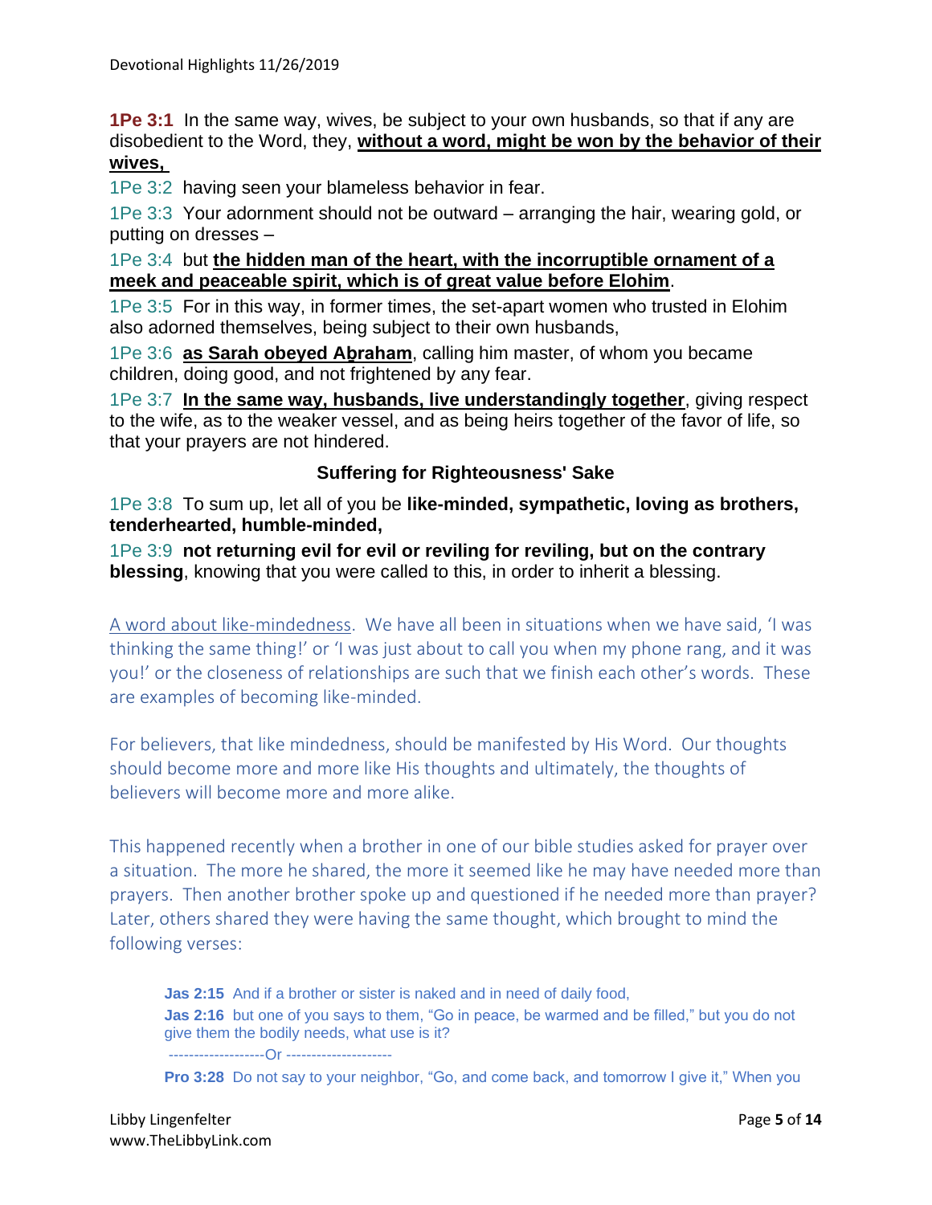**1Pe 3:1** In the same way, wives, be subject to your own husbands, so that if any are disobedient to the Word, they, **without a word, might be won by the behavior of their wives,**

1Pe 3:2 having seen your blameless behavior in fear.

1Pe 3:3 Your adornment should not be outward – arranging the hair, wearing gold, or putting on dresses –

1Pe 3:4 but **the hidden man of the heart, with the incorruptible ornament of a meek and peaceable spirit, which is of great value before Elohim**.

1Pe 3:5 For in this way, in former times, the set-apart women who trusted in Elohim also adorned themselves, being subject to their own husbands,

1Pe 3:6 **as Sarah obeyed Aḇraham**, calling him master, of whom you became children, doing good, and not frightened by any fear.

1Pe 3:7 **In the same way, husbands, live understandingly together**, giving respect to the wife, as to the weaker vessel, and as being heirs together of the favor of life, so that your prayers are not hindered.

### Suffering for Righteousness' Sake

1Pe 3:8 To sum up, let all of you be **like-minded, sympathetic, loving as brothers, tenderhearted, humble-minded,**

1Pe 3:9 **not returning evil for evil or reviling for reviling, but on the contrary blessing**, knowing that you were called to this, in order to inherit a blessing.

A word about like-mindedness. We have all been in situations when we have said, 'I was thinking the same thing!' or 'I was just about to call you when my phone rang, and it was you!' or the closeness of relationships are such that we finish each other's words. These are examples of becoming like-minded.

For believers, that like mindedness, should be manifested by His Word. Our thoughts should become more and more like His thoughts and ultimately, the thoughts of believers will become more and more alike.

This happened recently when a brother in one of our bible studies asked for prayer over a situation. The more he shared, the more it seemed like he may have needed more than prayers. Then another brother spoke up and questioned if he needed more than prayer? Later, others shared they were having the same thought, which brought to mind the following verses:

> **Jas 2:15** And if a brother or sister is naked and in need of daily food,
>
> **Jas 2:16** but one of you says to them, "Go in peace, be warmed and be filled," but you do not give them the bodily needs, what use is it?
>
> --------------------Or ---------------------
>
> **Pro 3:28** Do not say to your neighbor, "Go, and come back, and tomorrow I give it," When you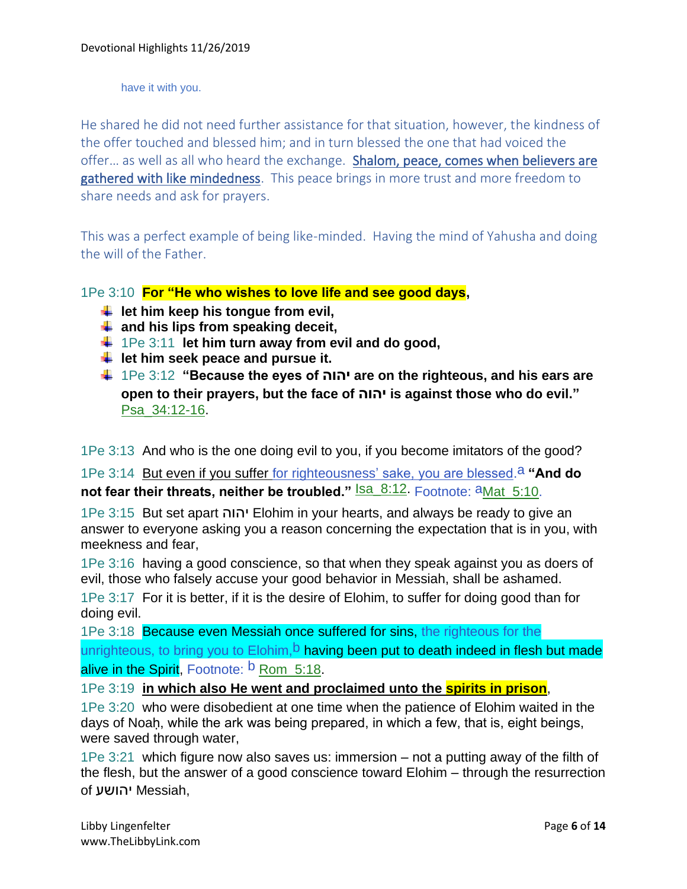have it with you.

He shared he did not need further assistance for that situation, however, the kindness of the offer touched and blessed him; and in turn blessed the one that had voiced the offer… as well as all who heard the exchange. Shalom, peace, comes when believers are gathered with like mindedness. This peace brings in more trust and more freedom to share needs and ask for prayers.

This was a perfect example of being like-minded. Having the mind of Yahusha and doing the will of the Father.

1Pe 3:10 **For "He who wishes to love life and see good days,**

- **let him keep his tongue from evil,**
- **and his lips from speaking deceit,**
- 1Pe 3:11 **let him turn away from evil and do good,**
- **let him seek peace and pursue it.**
- 1Pe 3:12 **"Because the eyes of יהוה are on the righteous, and his ears are open to their prayers, but the face of יהוה is against those who do evil."** Psa_34:12-16.

1Pe 3:13 And who is the one doing evil to you, if you become imitators of the good?

1Pe 3:14 But even if you suffer for righteousness' sake, you are blessed.[a] **"And do not fear their threats, neither be troubled."** Isa_8:12. Footnote: [a]Mat_5:10.

1Pe 3:15 But set apart יהוה Elohim in your hearts, and always be ready to give an answer to everyone asking you a reason concerning the expectation that is in you, with meekness and fear,

1Pe 3:16 having a good conscience, so that when they speak against you as doers of evil, those who falsely accuse your good behavior in Messiah, shall be ashamed.

1Pe 3:17 For it is better, if it is the desire of Elohim, to suffer for doing good than for doing evil.

1Pe 3:18 Because even Messiah once suffered for sins, the righteous for the unrighteous, to bring you to Elohim,[b] having been put to death indeed in flesh but made alive in the Spirit, Footnote: [b] Rom_5:18.

1Pe 3:19 **in which also He went and proclaimed unto the spirits in prison**,

1Pe 3:20 who were disobedient at one time when the patience of Elohim waited in the days of Noaḥ, while the ark was being prepared, in which a few, that is, eight beings, were saved through water,

1Pe 3:21 which figure now also saves us: immersion – not a putting away of the filth of the flesh, but the answer of a good conscience toward Elohim – through the resurrection of יהושע Messiah,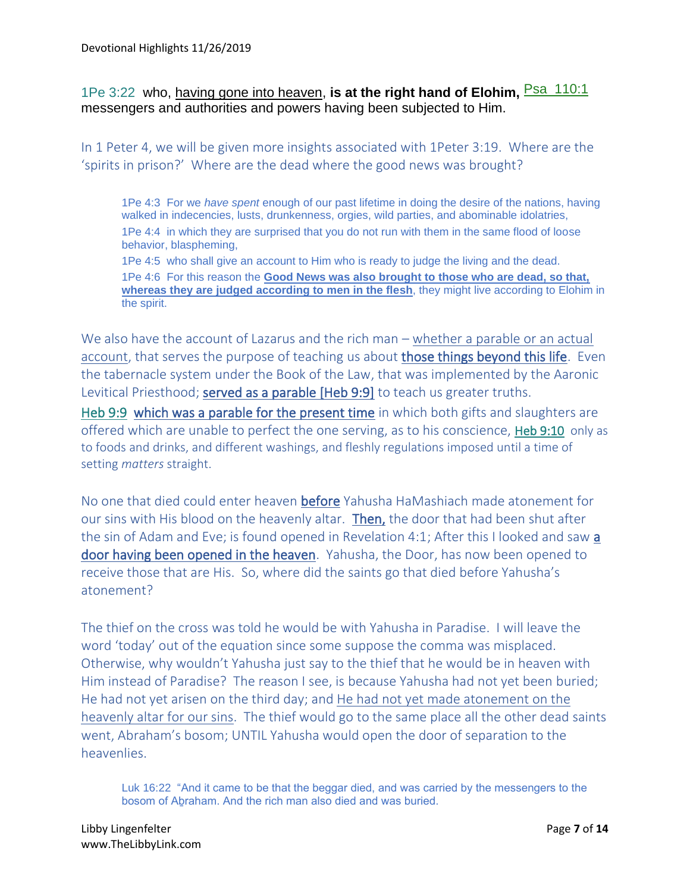1Pe 3:22 who, having gone into heaven, **is at the right hand of Elohim,** Psa 110:1 messengers and authorities and powers having been subjected to Him.

In 1 Peter 4, we will be given more insights associated with 1Peter 3:19. Where are the 'spirits in prison?' Where are the dead where the good news was brought?

> 1Pe 4:3 For we *have spent* enough of our past lifetime in doing the desire of the nations, having walked in indecencies, lusts, drunkenness, orgies, wild parties, and abominable idolatries,
>
> 1Pe 4:4 in which they are surprised that you do not run with them in the same flood of loose behavior, blaspheming,
>
> 1Pe 4:5 who shall give an account to Him who is ready to judge the living and the dead.
>
> 1Pe 4:6 For this reason the **Good News was also brought to those who are dead, so that, whereas they are judged according to men in the flesh**, they might live according to Elohim in the spirit.

We also have the account of Lazarus and the rich man – whether a parable or an actual account, that serves the purpose of teaching us about those things beyond this life. Even the tabernacle system under the Book of the Law, that was implemented by the Aaronic Levitical Priesthood; served as a parable [Heb 9:9] to teach us greater truths.

Heb 9:9 which was a parable for the present time in which both gifts and slaughters are offered which are unable to perfect the one serving, as to his conscience, Heb 9:10 only as to foods and drinks, and different washings, and fleshly regulations imposed until a time of setting *matters* straight.

No one that died could enter heaven **before** Yahusha HaMashiach made atonement for our sins with His blood on the heavenly altar. **Then,** the door that had been shut after the sin of Adam and Eve; is found opened in Revelation 4:1; After this I looked and saw a door having been opened in the heaven. Yahusha, the Door, has now been opened to receive those that are His. So, where did the saints go that died before Yahusha's atonement?

The thief on the cross was told he would be with Yahusha in Paradise. I will leave the word 'today' out of the equation since some suppose the comma was misplaced. Otherwise, why wouldn't Yahusha just say to the thief that he would be in heaven with Him instead of Paradise? The reason I see, is because Yahusha had not yet been buried; He had not yet arisen on the third day; and He had not yet made atonement on the heavenly altar for our sins. The thief would go to the same place all the other dead saints went, Abraham's bosom; UNTIL Yahusha would open the door of separation to the heavenlies.

> Luk 16:22 "And it came to be that the beggar died, and was carried by the messengers to the bosom of Aḇraham. And the rich man also died and was buried.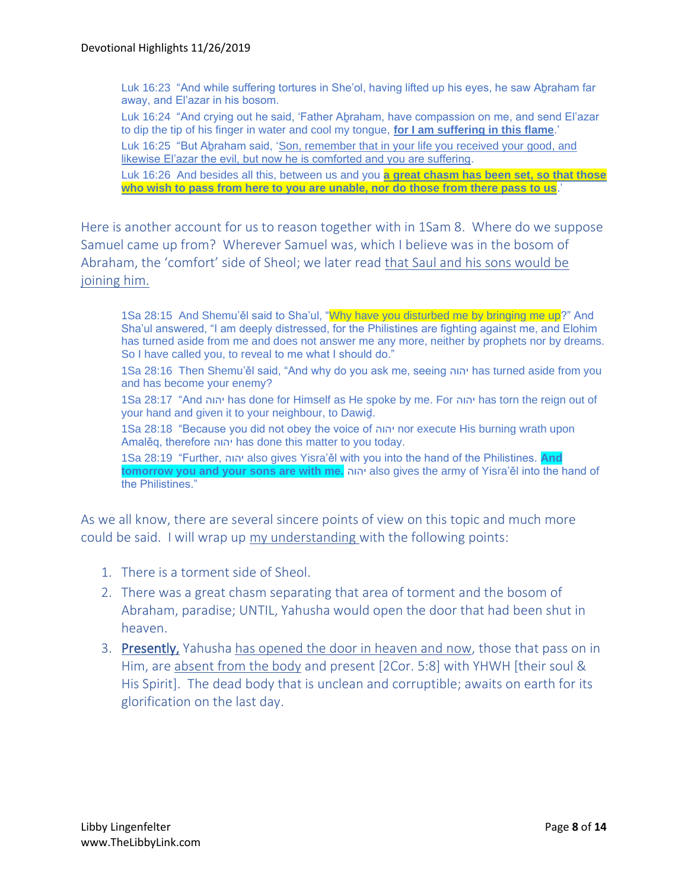Luk 16:23 "And while suffering tortures in She'ol, having lifted up his eyes, he saw Aḇraham far away, and El'azar in his bosom.

Luk 16:24 "And crying out he said, 'Father Aḇraham, have compassion on me, and send El'azar to dip the tip of his finger in water and cool my tongue, **for I am suffering in this flame**.'

Luk 16:25 "But Aḇraham said, 'Son, remember that in your life you received your good, and likewise El'azar the evil, but now he is comforted and you are suffering.

Luk 16:26 And besides all this, between us and you **a great chasm has been set, so that those who wish to pass from here to you are unable, nor do those from there pass to us**.'

Here is another account for us to reason together with in 1Sam 8. Where do we suppose Samuel came up from? Wherever Samuel was, which I believe was in the bosom of Abraham, the 'comfort' side of Sheol; we later read that Saul and his sons would be joining him.

1Sa 28:15 And Shemu'ěl said to Sha'ul, "Why have you disturbed me by bringing me up?" And Sha'ul answered, "I am deeply distressed, for the Philistines are fighting against me, and Elohim has turned aside from me and does not answer me any more, neither by prophets nor by dreams. So I have called you, to reveal to me what I should do."

1Sa 28:16 Then Shemu'ěl said, "And why do you ask me, seeing יהוה has turned aside from you and has become your enemy?

1Sa 28:17 "And יהוה has done for Himself as He spoke by me. For יהוה has torn the reign out of your hand and given it to your neighbour, to Dawiḏ.

1Sa 28:18 "Because you did not obey the voice of יהוה nor execute His burning wrath upon Amalěq, therefore יהוה has done this matter to you today.

1Sa 28:19 "Further, יהוה also gives Yisra'ěl with you into the hand of the Philistines. **And tomorrow you and your sons are with me.** יהוה also gives the army of Yisra'ěl into the hand of the Philistines."

As we all know, there are several sincere points of view on this topic and much more could be said. I will wrap up my understanding with the following points:

1. There is a torment side of Sheol.
2. There was a great chasm separating that area of torment and the bosom of Abraham, paradise; UNTIL, Yahusha would open the door that had been shut in heaven.
3. Presently, Yahusha has opened the door in heaven and now, those that pass on in Him, are absent from the body and present [2Cor. 5:8] with YHWH [their soul & His Spirit]. The dead body that is unclean and corruptible; awaits on earth for its glorification on the last day.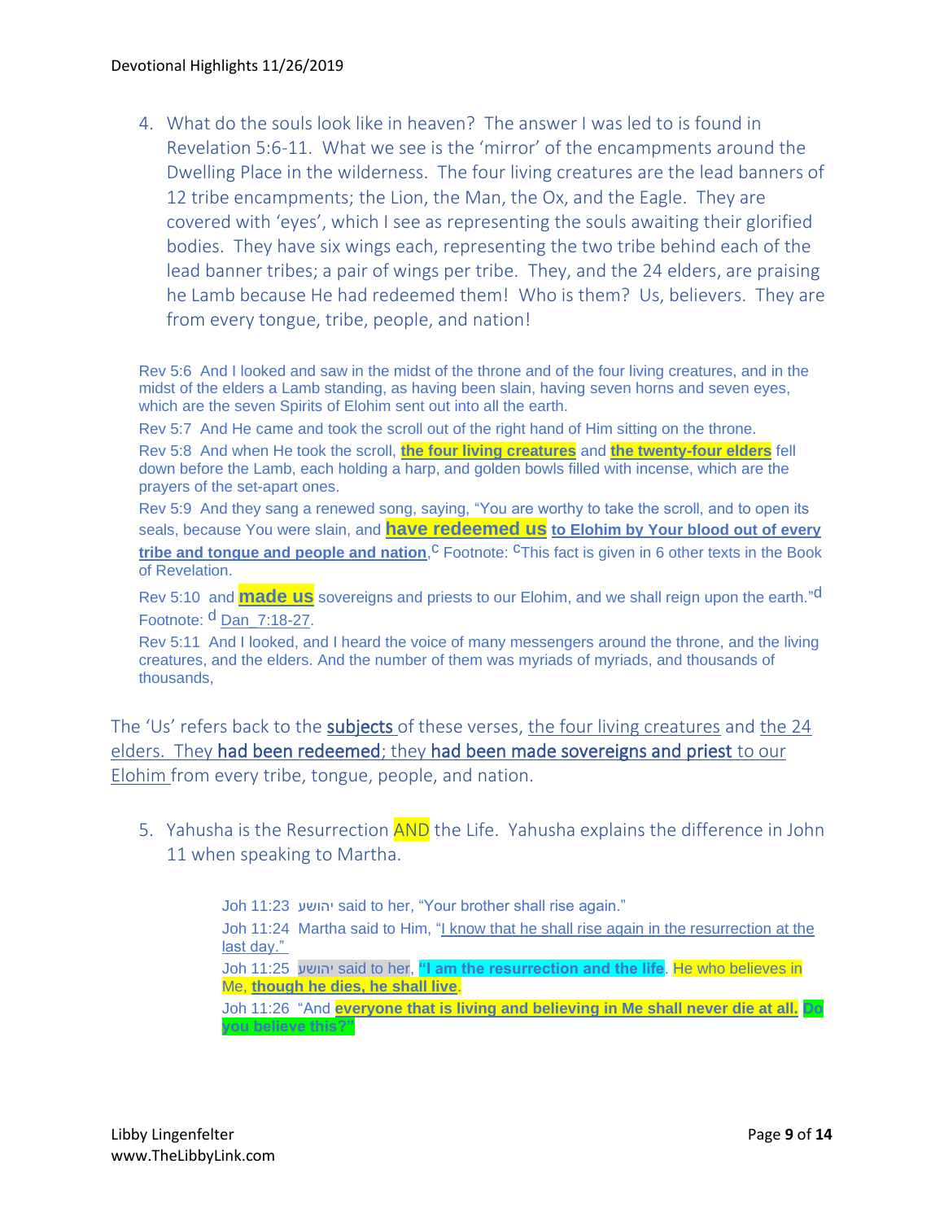4. What do the souls look like in heaven? The answer I was led to is found in Revelation 5:6-11. What we see is the 'mirror' of the encampments around the Dwelling Place in the wilderness. The four living creatures are the lead banners of 12 tribe encampments; the Lion, the Man, the Ox, and the Eagle. They are covered with 'eyes', which I see as representing the souls awaiting their glorified bodies. They have six wings each, representing the two tribe behind each of the lead banner tribes; a pair of wings per tribe. They, and the 24 elders, are praising he Lamb because He had redeemed them! Who is them? Us, believers. They are from every tongue, tribe, people, and nation!

> Rev 5:6 And I looked and saw in the midst of the throne and of the four living creatures, and in the midst of the elders a Lamb standing, as having been slain, having seven horns and seven eyes, which are the seven Spirits of Elohim sent out into all the earth.
>
> Rev 5:7 And He came and took the scroll out of the right hand of Him sitting on the throne.
>
> Rev 5:8 And when He took the scroll, **the four living creatures** and **the twenty-four elders** fell down before the Lamb, each holding a harp, and golden bowls filled with incense, which are the prayers of the set-apart ones.
>
> Rev 5:9 And they sang a renewed song, saying, "You are worthy to take the scroll, and to open its seals, because You were slain, and **have redeemed us** **to Elohim by Your blood out of every tribe and tongue and people and nation**,[c] Footnote: [c]This fact is given in 6 other texts in the Book of Revelation.
>
> Rev 5:10 and **made us** sovereigns and priests to our Elohim, and we shall reign upon the earth."[d] Footnote: [d] Dan_7:18-27.
>
> Rev 5:11 And I looked, and I heard the voice of many messengers around the throne, and the living creatures, and the elders. And the number of them was myriads of myriads, and thousands of thousands,

The 'Us' refers back to the subjects of these verses, the four living creatures and the 24 elders. They had been redeemed; they had been made sovereigns and priest to our Elohim from every tribe, tongue, people, and nation.

5. Yahusha is the Resurrection AND the Life. Yahusha explains the difference in John 11 when speaking to Martha.

> Joh 11:23 יהושע said to her, "Your brother shall rise again."
>
> Joh 11:24 Martha said to Him, "I know that he shall rise again in the resurrection at the last day."
>
> Joh 11:25 יהושע said to her, **"I am the resurrection and the life**. He who believes in Me, **though he dies, he shall live**.
>
> Joh 11:26 "And **everyone that is living and believing in Me shall never die at all. Do you believe this?"**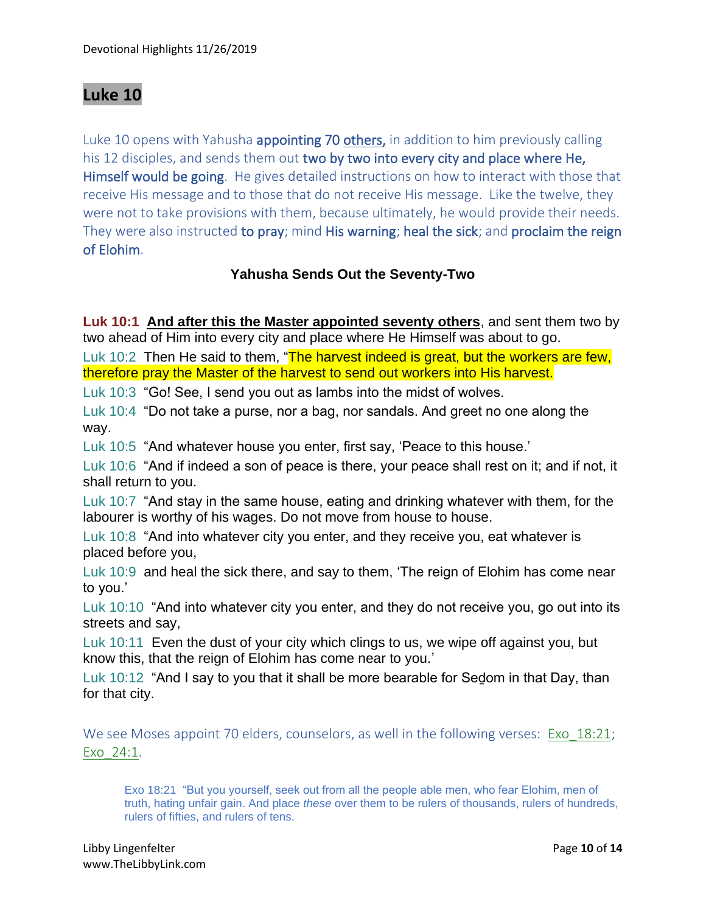## Luke 10

Luke 10 opens with Yahusha **appointing 70 others,** in addition to him previously calling his 12 disciples, and sends them out **two by two into every city and place where He, Himself would be going**. He gives detailed instructions on how to interact with those that receive His message and to those that do not receive His message. Like the twelve, they were not to take provisions with them, because ultimately, he would provide their needs. They were also instructed **to pray**; mind **His warning**; **heal the sick**; and **proclaim the reign of Elohim**.

### Yahusha Sends Out the Seventy-Two

**Luk 10:1** **And after this the Master appointed seventy others**, and sent them two by two ahead of Him into every city and place where He Himself was about to go.

Luk 10:2 Then He said to them, "The harvest indeed is great, but the workers are few, therefore pray the Master of the harvest to send out workers into His harvest.

Luk 10:3 "Go! See, I send you out as lambs into the midst of wolves.

Luk 10:4 "Do not take a purse, nor a bag, nor sandals. And greet no one along the way.

Luk 10:5 "And whatever house you enter, first say, 'Peace to this house.'

Luk 10:6 "And if indeed a son of peace is there, your peace shall rest on it; and if not, it shall return to you.

Luk 10:7 "And stay in the same house, eating and drinking whatever with them, for the labourer is worthy of his wages. Do not move from house to house.

Luk 10:8 "And into whatever city you enter, and they receive you, eat whatever is placed before you,

Luk 10:9 and heal the sick there, and say to them, 'The reign of Elohim has come near to you.'

Luk 10:10 "And into whatever city you enter, and they do not receive you, go out into its streets and say,

Luk 10:11 Even the dust of your city which clings to us, we wipe off against you, but know this, that the reign of Elohim has come near to you.'

Luk 10:12 "And I say to you that it shall be more bearable for Seḏom in that Day, than for that city.

We see Moses appoint 70 elders, counselors, as well in the following verses: Exo_18:21; Exo_24:1.

> Exo 18:21 "But you yourself, seek out from all the people able men, who fear Elohim, men of truth, hating unfair gain. And place *these* over them to be rulers of thousands, rulers of hundreds, rulers of fifties, and rulers of tens.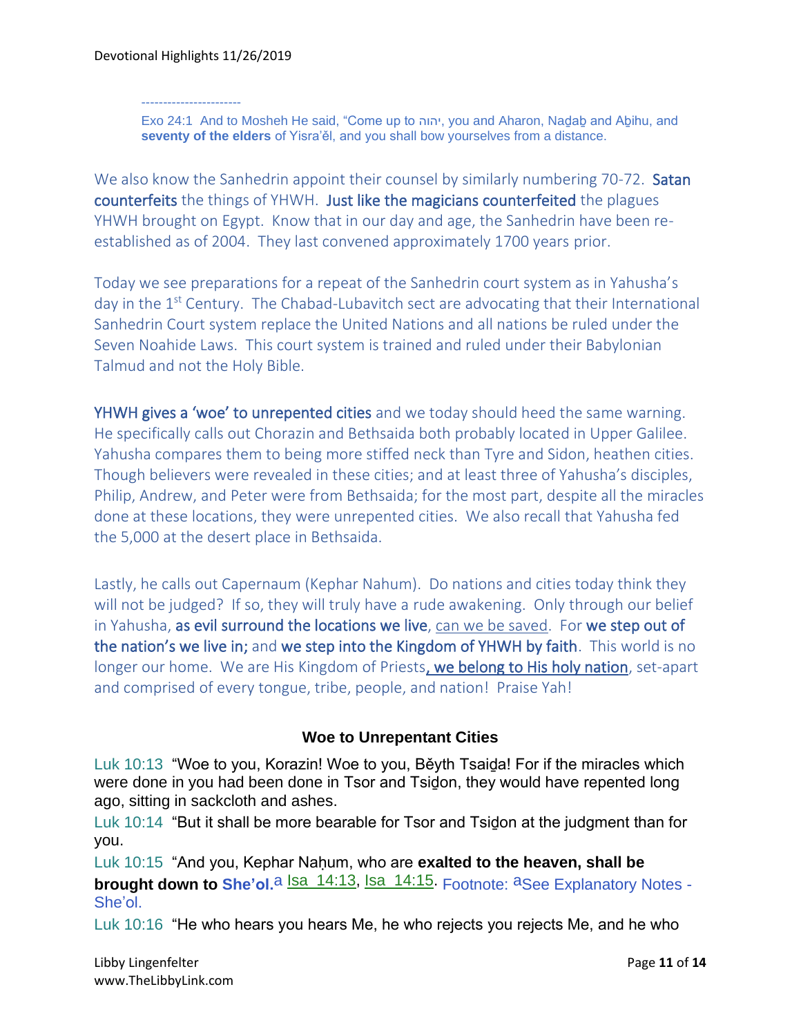----------------------

Exo 24:1 And to Mosheh He said, "Come up to יהוה, you and Aharon, Naḏaḇ and Aḇihu, and **seventy of the elders** of Yisra'ěl, and you shall bow yourselves from a distance.

We also know the Sanhedrin appoint their counsel by similarly numbering 70-72. Satan counterfeits the things of YHWH. Just like the magicians counterfeited the plagues YHWH brought on Egypt. Know that in our day and age, the Sanhedrin have been re-established as of 2004. They last convened approximately 1700 years prior.

Today we see preparations for a repeat of the Sanhedrin court system as in Yahusha's day in the 1st Century. The Chabad-Lubavitch sect are advocating that their International Sanhedrin Court system replace the United Nations and all nations be ruled under the Seven Noahide Laws. This court system is trained and ruled under their Babylonian Talmud and not the Holy Bible.

YHWH gives a 'woe' to unrepented cities and we today should heed the same warning. He specifically calls out Chorazin and Bethsaida both probably located in Upper Galilee. Yahusha compares them to being more stiffed neck than Tyre and Sidon, heathen cities. Though believers were revealed in these cities; and at least three of Yahusha's disciples, Philip, Andrew, and Peter were from Bethsaida; for the most part, despite all the miracles done at these locations, they were unrepented cities. We also recall that Yahusha fed the 5,000 at the desert place in Bethsaida.

Lastly, he calls out Capernaum (Kephar Nahum). Do nations and cities today think they will not be judged? If so, they will truly have a rude awakening. Only through our belief in Yahusha, as evil surround the locations we live, can we be saved. For we step out of the nation's we live in; and we step into the Kingdom of YHWH by faith. This world is no longer our home. We are His Kingdom of Priests, we belong to His holy nation, set-apart and comprised of every tongue, tribe, people, and nation! Praise Yah!

### Woe to Unrepentant Cities

Luk 10:13 "Woe to you, Korazin! Woe to you, Běyth Tsaiḏa! For if the miracles which were done in you had been done in Tsor and Tsiḏon, they would have repented long ago, sitting in sackcloth and ashes.

Luk 10:14 "But it shall be more bearable for Tsor and Tsiḏon at the judgment than for you.

Luk 10:15 "And you, Kephar Naḥum, who are **exalted to the heaven, shall be brought down to She'ol.**[a] Isa 14:13, Isa 14:15. Footnote: [a]See Explanatory Notes - She'ol.

Luk 10:16 "He who hears you hears Me, he who rejects you rejects Me, and he who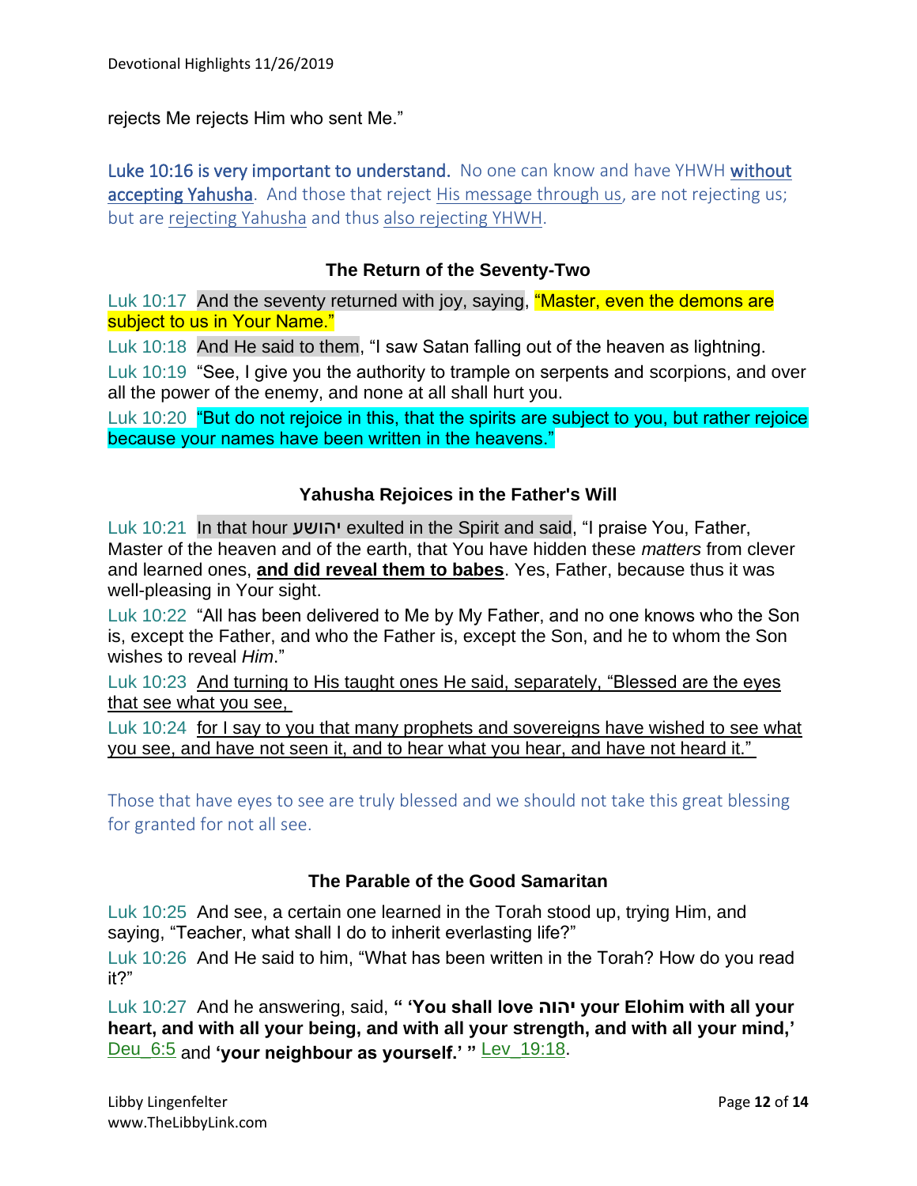rejects Me rejects Him who sent Me."

Luke 10:16 is very important to understand. No one can know and have YHWH without accepting Yahusha. And those that reject His message through us, are not rejecting us; but are rejecting Yahusha and thus also rejecting YHWH.

### The Return of the Seventy-Two

Luk 10:17 And the seventy returned with joy, saying, "Master, even the demons are subject to us in Your Name."

Luk 10:18 And He said to them, "I saw Satan falling out of the heaven as lightning.

Luk 10:19 "See, I give you the authority to trample on serpents and scorpions, and over all the power of the enemy, and none at all shall hurt you.

Luk 10:20 "But do not rejoice in this, that the spirits are subject to you, but rather rejoice because your names have been written in the heavens."

### Yahusha Rejoices in the Father's Will

Luk 10:21 In that hour יהושע exulted in the Spirit and said, "I praise You, Father, Master of the heaven and of the earth, that You have hidden these *matters* from clever and learned ones, **and did reveal them to babes**. Yes, Father, because thus it was well-pleasing in Your sight.

Luk 10:22 "All has been delivered to Me by My Father, and no one knows who the Son is, except the Father, and who the Father is, except the Son, and he to whom the Son wishes to reveal *Him*."

Luk 10:23 And turning to His taught ones He said, separately, "Blessed are the eyes that see what you see,

Luk 10:24 for I say to you that many prophets and sovereigns have wished to see what you see, and have not seen it, and to hear what you hear, and have not heard it."

Those that have eyes to see are truly blessed and we should not take this great blessing for granted for not all see.

### The Parable of the Good Samaritan

Luk 10:25 And see, a certain one learned in the Torah stood up, trying Him, and saying, "Teacher, what shall I do to inherit everlasting life?"

Luk 10:26 And He said to him, "What has been written in the Torah? How do you read it?"

Luk 10:27 And he answering, said, **" 'You shall love יהוה your Elohim with all your heart, and with all your being, and with all your strength, and with all your mind,'** Deu_6:5 and **'your neighbour as yourself.' "** Lev_19:18.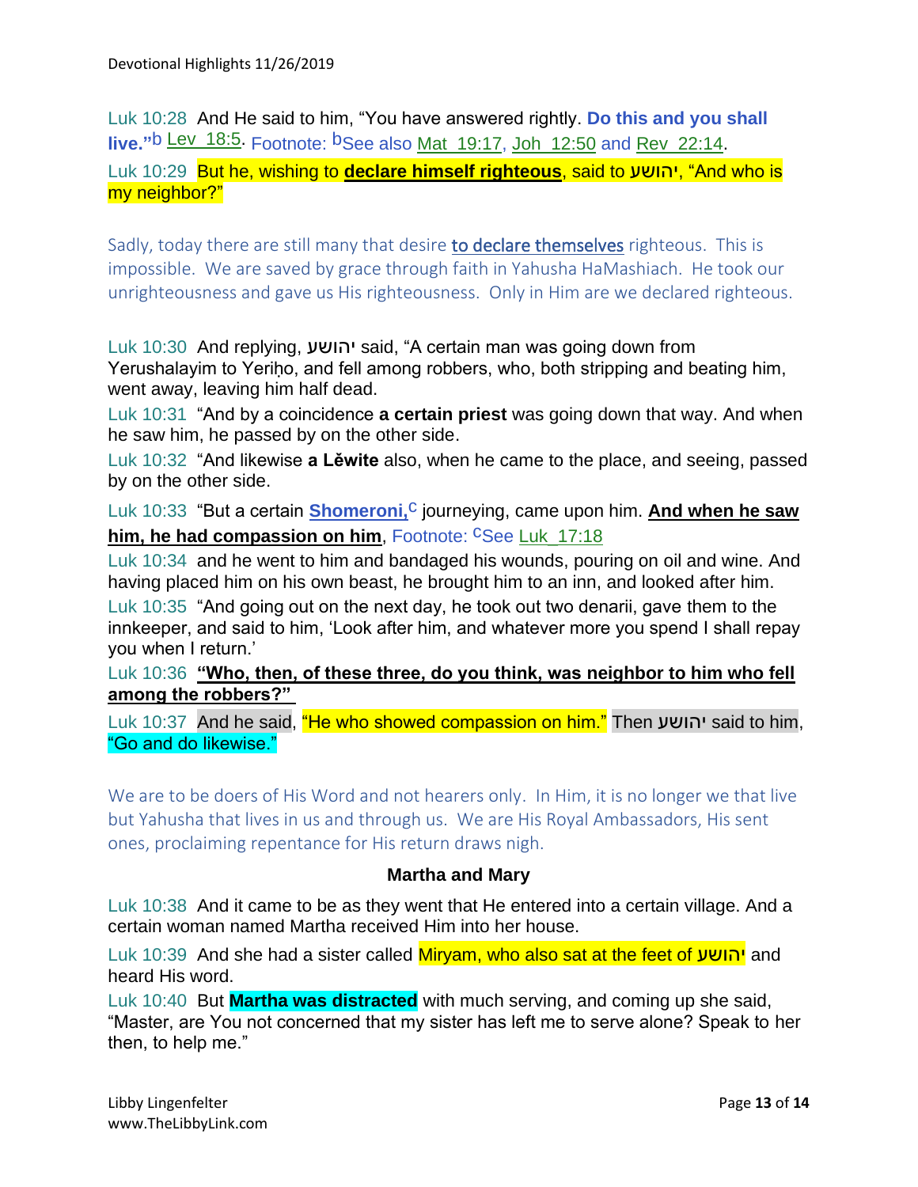Luk 10:28 And He said to him, "You have answered rightly. **Do this and you shall live."**[b] Lev 18:5. Footnote: [b]See also Mat 19:17, Joh 12:50 and Rev 22:14.

Luk 10:29 But he, wishing to **declare himself righteous**, said to יהושע, "And who is my neighbor?"

Sadly, today there are still many that desire to declare themselves righteous. This is impossible. We are saved by grace through faith in Yahusha HaMashiach. He took our unrighteousness and gave us His righteousness. Only in Him are we declared righteous.

Luk 10:30 And replying, יהושע said, "A certain man was going down from Yerushalayim to Yeriḥo, and fell among robbers, who, both stripping and beating him, went away, leaving him half dead.

Luk 10:31 "And by a coincidence **a certain priest** was going down that way. And when he saw him, he passed by on the other side.

Luk 10:32 "And likewise **a Lĕwite** also, when he came to the place, and seeing, passed by on the other side.

Luk 10:33 "But a certain **Shomeroni,**[c] journeying, came upon him. **And when he saw him, he had compassion on him**, Footnote: [c]See Luk 17:18

Luk 10:34 and he went to him and bandaged his wounds, pouring on oil and wine. And having placed him on his own beast, he brought him to an inn, and looked after him.

Luk 10:35 "And going out on the next day, he took out two denarii, gave them to the innkeeper, and said to him, 'Look after him, and whatever more you spend I shall repay you when I return.'

Luk 10:36 **"Who, then, of these three, do you think, was neighbor to him who fell among the robbers?"**

Luk 10:37 And he said, "He who showed compassion on him." Then יהושע said to him, "Go and do likewise."

We are to be doers of His Word and not hearers only. In Him, it is no longer we that live but Yahusha that lives in us and through us. We are His Royal Ambassadors, His sent ones, proclaiming repentance for His return draws nigh.

### Martha and Mary

Luk 10:38 And it came to be as they went that He entered into a certain village. And a certain woman named Martha received Him into her house.

Luk 10:39 And she had a sister called Miryam, who also sat at the feet of יהושע and heard His word.

Luk 10:40 But **Martha was distracted** with much serving, and coming up she said, "Master, are You not concerned that my sister has left me to serve alone? Speak to her then, to help me."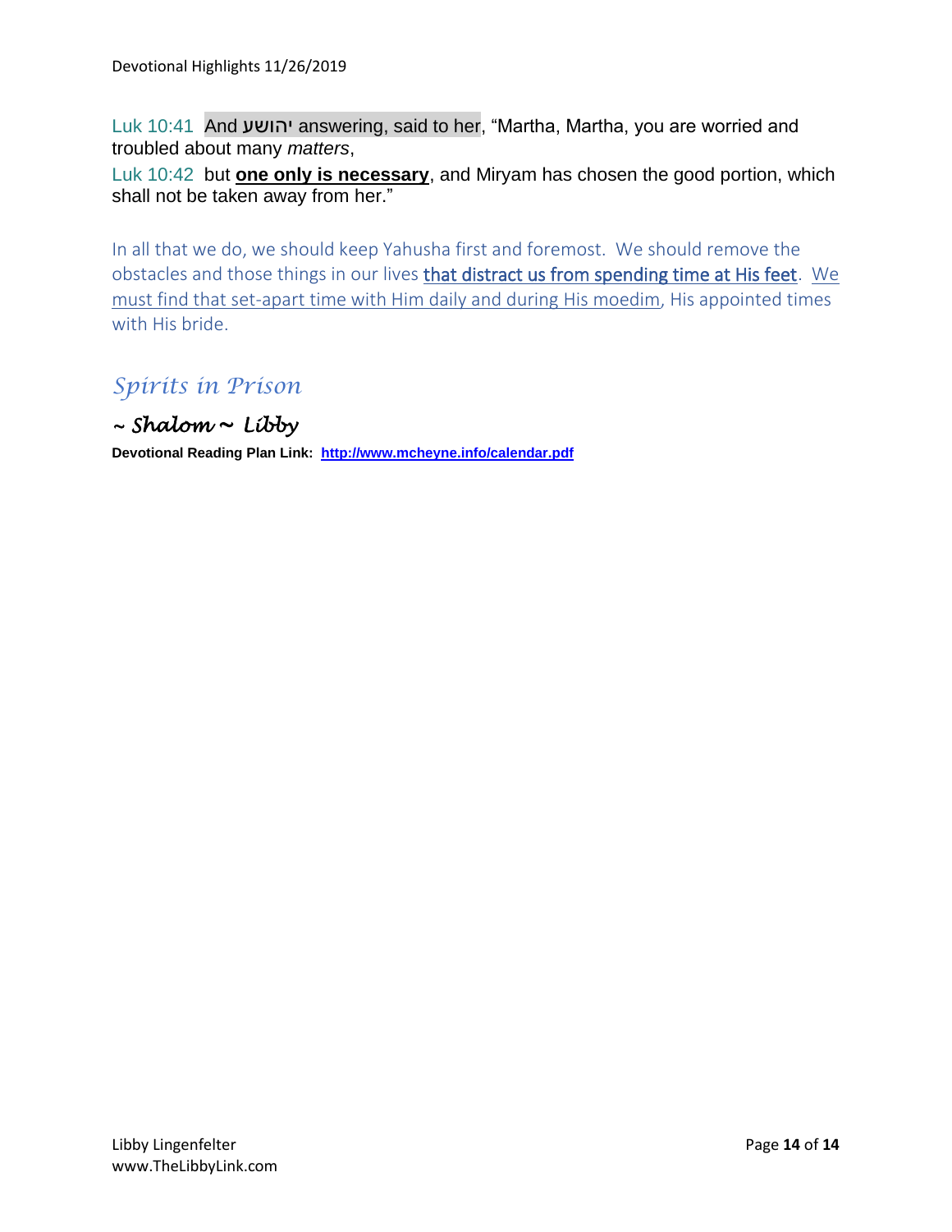Luk 10:41  And יהושע answering, said to her, "Martha, Martha, you are worried and troubled about many *matters*,

Luk 10:42  but **one only is necessary**, and Miryam has chosen the good portion, which shall not be taken away from her."

In all that we do, we should keep Yahusha first and foremost. We should remove the obstacles and those things in our lives that distract us from spending time at His feet. We must find that set-apart time with Him daily and during His moedim, His appointed times with His bride.

## *Spirits in Prison*

*~ Shalom ~ Libby*

**Devotional Reading Plan Link: http://www.mcheyne.info/calendar.pdf**